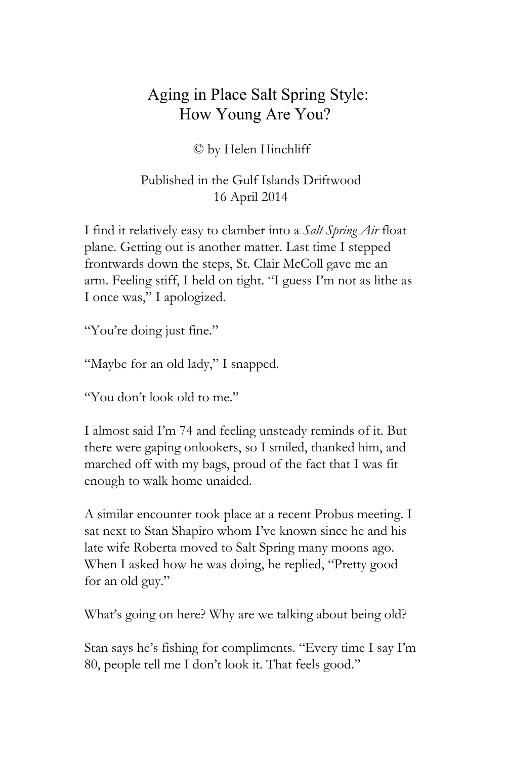# Aging in Place Salt Spring Style: How Young Are You?

© by Helen Hinchliff

Published in the Gulf Islands Driftwood
16 April 2014

I find it relatively easy to clamber into a *Salt Spring Air* float plane. Getting out is another matter. Last time I stepped frontwards down the steps, St. Clair McColl gave me an arm. Feeling stiff, I held on tight. "I guess I'm not as lithe as I once was," I apologized.

"You're doing just fine."

"Maybe for an old lady," I snapped.

"You don't look old to me."

I almost said I'm 74 and feeling unsteady reminds of it. But there were gaping onlookers, so I smiled, thanked him, and marched off with my bags, proud of the fact that I was fit enough to walk home unaided.

A similar encounter took place at a recent Probus meeting. I sat next to Stan Shapiro whom I've known since he and his late wife Roberta moved to Salt Spring many moons ago. When I asked how he was doing, he replied, "Pretty good for an old guy."

What's going on here? Why are we talking about being old?

Stan says he's fishing for compliments. "Every time I say I'm 80, people tell me I don't look it. That feels good."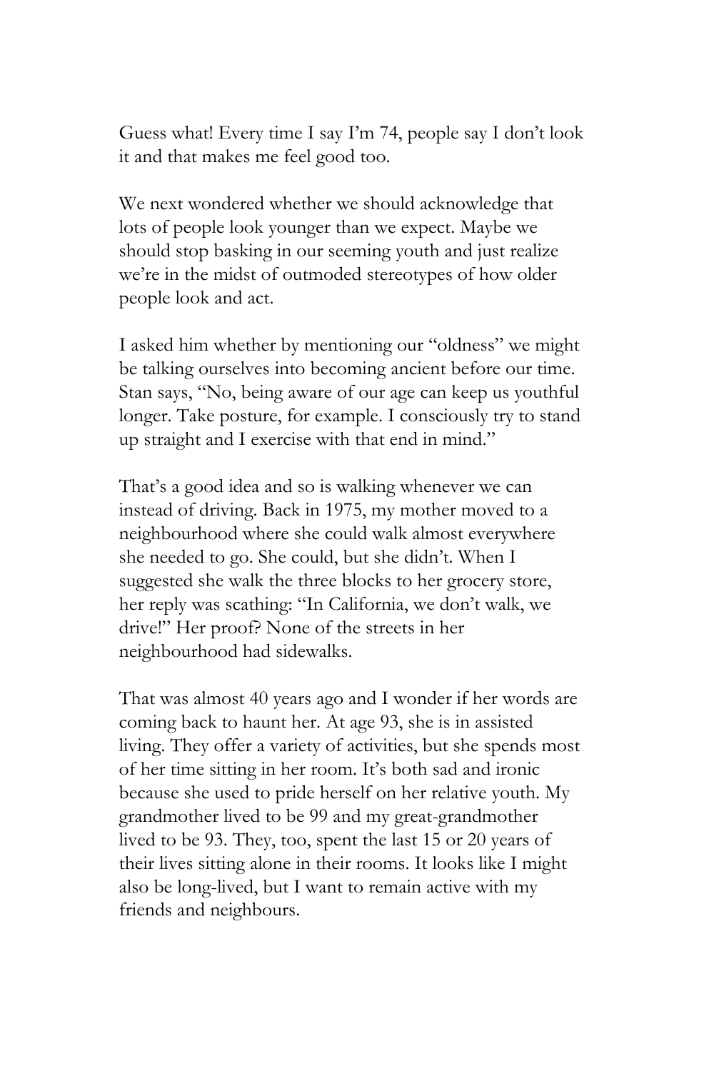Guess what! Every time I say I'm 74, people say I don't look it and that makes me feel good too.

We next wondered whether we should acknowledge that lots of people look younger than we expect. Maybe we should stop basking in our seeming youth and just realize we're in the midst of outmoded stereotypes of how older people look and act.

I asked him whether by mentioning our "oldness" we might be talking ourselves into becoming ancient before our time. Stan says, "No, being aware of our age can keep us youthful longer. Take posture, for example. I consciously try to stand up straight and I exercise with that end in mind."

That's a good idea and so is walking whenever we can instead of driving. Back in 1975, my mother moved to a neighbourhood where she could walk almost everywhere she needed to go. She could, but she didn't. When I suggested she walk the three blocks to her grocery store, her reply was scathing: "In California, we don't walk, we drive!" Her proof? None of the streets in her neighbourhood had sidewalks.

That was almost 40 years ago and I wonder if her words are coming back to haunt her. At age 93, she is in assisted living. They offer a variety of activities, but she spends most of her time sitting in her room. It's both sad and ironic because she used to pride herself on her relative youth. My grandmother lived to be 99 and my great-grandmother lived to be 93. They, too, spent the last 15 or 20 years of their lives sitting alone in their rooms. It looks like I might also be long-lived, but I want to remain active with my friends and neighbours.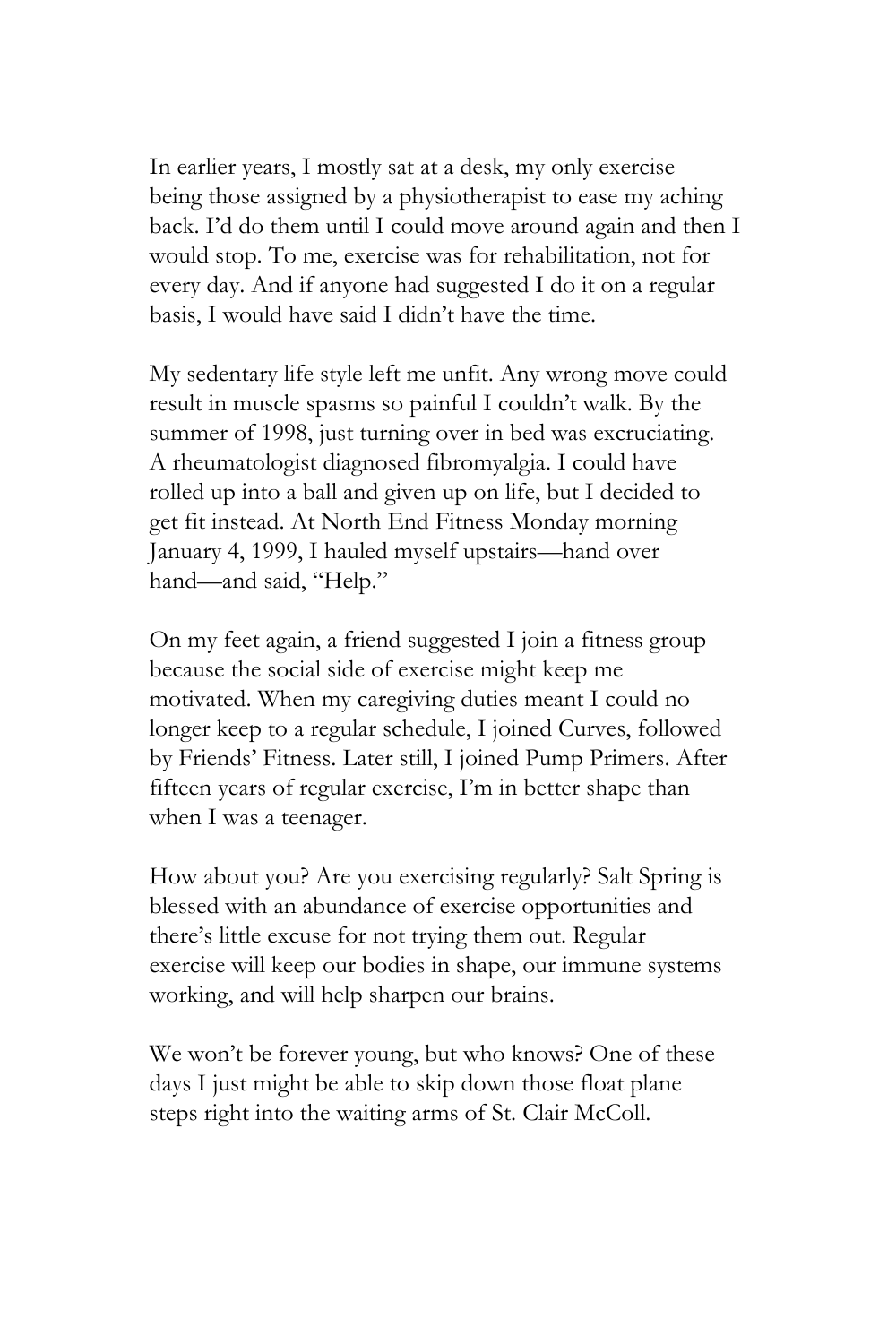In earlier years, I mostly sat at a desk, my only exercise being those assigned by a physiotherapist to ease my aching back. I'd do them until I could move around again and then I would stop. To me, exercise was for rehabilitation, not for every day. And if anyone had suggested I do it on a regular basis, I would have said I didn't have the time.

My sedentary life style left me unfit. Any wrong move could result in muscle spasms so painful I couldn't walk. By the summer of 1998, just turning over in bed was excruciating. A rheumatologist diagnosed fibromyalgia. I could have rolled up into a ball and given up on life, but I decided to get fit instead. At North End Fitness Monday morning January 4, 1999, I hauled myself upstairs—hand over hand—and said, "Help."

On my feet again, a friend suggested I join a fitness group because the social side of exercise might keep me motivated. When my caregiving duties meant I could no longer keep to a regular schedule, I joined Curves, followed by Friends' Fitness. Later still, I joined Pump Primers. After fifteen years of regular exercise, I'm in better shape than when I was a teenager.

How about you? Are you exercising regularly? Salt Spring is blessed with an abundance of exercise opportunities and there's little excuse for not trying them out. Regular exercise will keep our bodies in shape, our immune systems working, and will help sharpen our brains.

We won't be forever young, but who knows? One of these days I just might be able to skip down those float plane steps right into the waiting arms of St. Clair McColl.